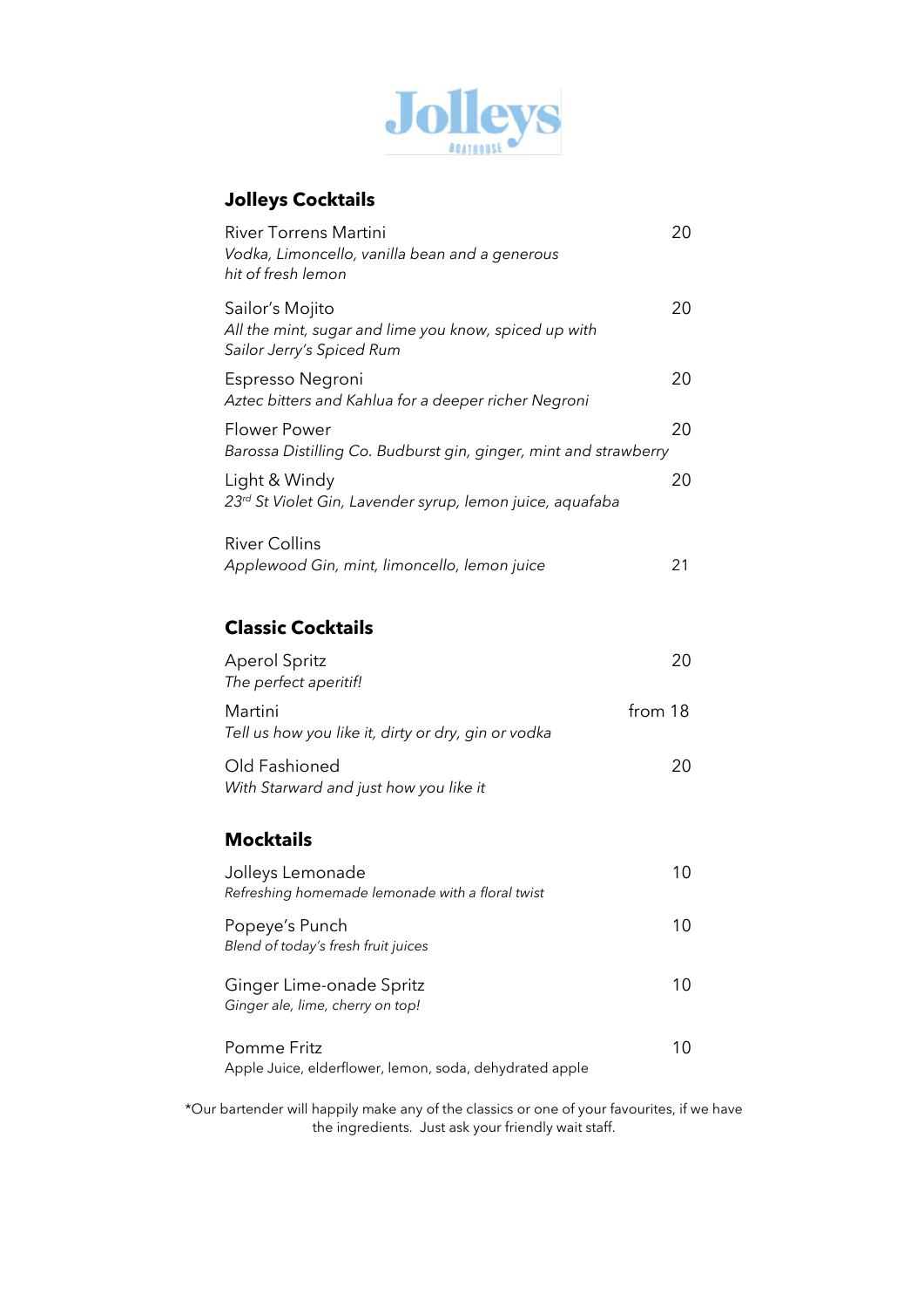# Jolleys

BOATHOUSE

## Jolleys Cocktails

River Torrens Martini — 20
*Vodka, Limoncello, vanilla bean and a generous hit of fresh lemon*

Sailor's Mojito — 20
*All the mint, sugar and lime you know, spiced up with Sailor Jerry's Spiced Rum*

Espresso Negroni — 20
*Aztec bitters and Kahlua for a deeper richer Negroni*

Flower Power — 20
*Barossa Distilling Co. Budburst gin, ginger, mint and strawberry*

Light & Windy — 20
*23rd St Violet Gin, Lavender syrup, lemon juice, aquafaba*

River Collins — 21
*Applewood Gin, mint, limoncello, lemon juice*

## Classic Cocktails

Aperol Spritz — 20
*The perfect aperitif!*

Martini — from 18
*Tell us how you like it, dirty or dry, gin or vodka*

Old Fashioned — 20
*With Starward and just how you like it*

## Mocktails

Jolleys Lemonade — 10
*Refreshing homemade lemonade with a floral twist*

Popeye's Punch — 10
*Blend of today's fresh fruit juices*

Ginger Lime-onade Spritz — 10
*Ginger ale, lime, cherry on top!*

Pomme Fritz — 10
Apple Juice, elderflower, lemon, soda, dehydrated apple

*Our bartender will happily make any of the classics or one of your favourites, if we have the ingredients. Just ask your friendly wait staff.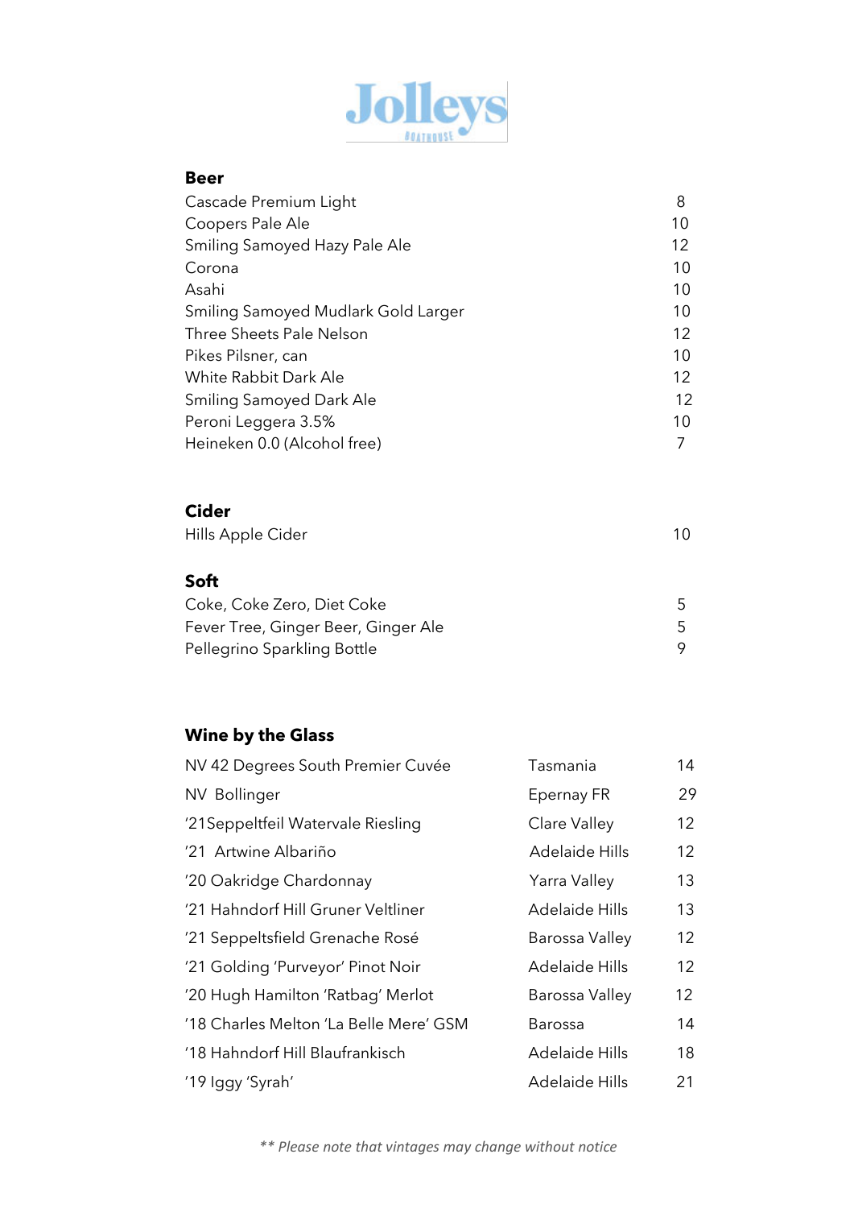# Jolleys

BOATHOUSE

## Beer

| | |
|---|---|
| Cascade Premium Light | 8 |
| Coopers Pale Ale | 10 |
| Smiling Samoyed Hazy Pale Ale | 12 |
| Corona | 10 |
| Asahi | 10 |
| Smiling Samoyed Mudlark Gold Larger | 10 |
| Three Sheets Pale Nelson | 12 |
| Pikes Pilsner, can | 10 |
| White Rabbit Dark Ale | 12 |
| Smiling Samoyed Dark Ale | 12 |
| Peroni Leggera 3.5% | 10 |
| Heineken 0.0 (Alcohol free) | 7 |

## Cider

| | |
|---|---|
| Hills Apple Cider | 10 |

## Soft

| | |
|---|---|
| Coke, Coke Zero, Diet Coke | 5 |
| Fever Tree, Ginger Beer, Ginger Ale | 5 |
| Pellegrino Sparkling Bottle | 9 |

## Wine by the Glass

| | | |
|---|---|---|
| NV 42 Degrees South Premier Cuvée | Tasmania | 14 |
| NV Bollinger | Epernay FR | 29 |
| '21Seppeltfeil Watervale Riesling | Clare Valley | 12 |
| '21 Artwine Albariño | Adelaide Hills | 12 |
| '20 Oakridge Chardonnay | Yarra Valley | 13 |
| '21 Hahndorf Hill Gruner Veltliner | Adelaide Hills | 13 |
| '21 Seppeltsfield Grenache Rosé | Barossa Valley | 12 |
| '21 Golding 'Purveyor' Pinot Noir | Adelaide Hills | 12 |
| '20 Hugh Hamilton 'Ratbag' Merlot | Barossa Valley | 12 |
| '18 Charles Melton 'La Belle Mere' GSM | Barossa | 14 |
| '18 Hahndorf Hill Blaufrankisch | Adelaide Hills | 18 |
| '19 Iggy 'Syrah' | Adelaide Hills | 21 |

*** Please note that vintages may change without notice*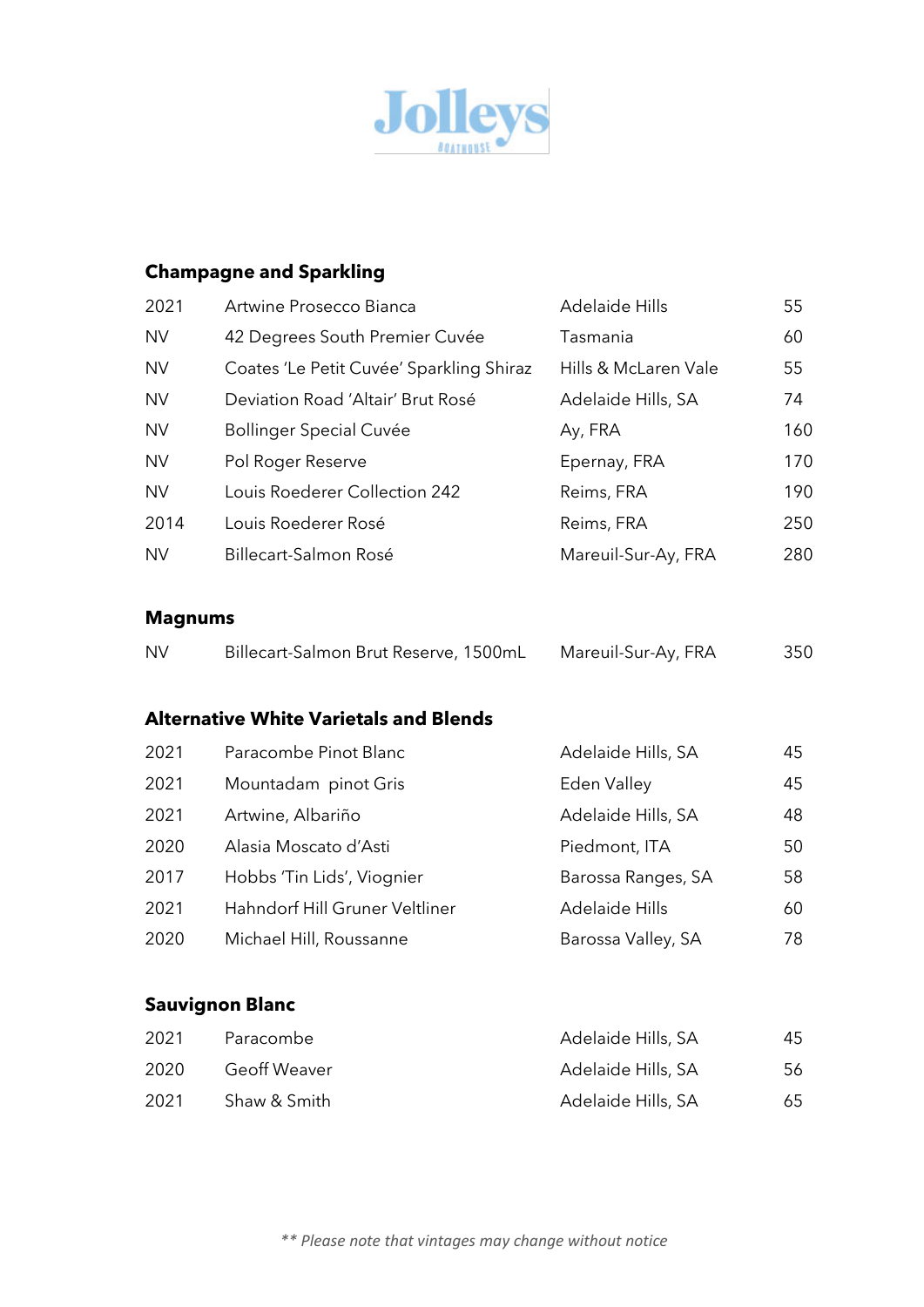# Jolleys

BOATHOUSE

## Champagne and Sparkling

| | | | |
|---|---|---|---|
| 2021 | Artwine Prosecco Bianca | Adelaide Hills | 55 |
| NV | 42 Degrees South Premier Cuvée | Tasmania | 60 |
| NV | Coates 'Le Petit Cuvée' Sparkling Shiraz | Hills & McLaren Vale | 55 |
| NV | Deviation Road 'Altair' Brut Rosé | Adelaide Hills, SA | 74 |
| NV | Bollinger Special Cuvée | Ay, FRA | 160 |
| NV | Pol Roger Reserve | Epernay, FRA | 170 |
| NV | Louis Roederer Collection 242 | Reims, FRA | 190 |
| 2014 | Louis Roederer Rosé | Reims, FRA | 250 |
| NV | Billecart-Salmon Rosé | Mareuil-Sur-Ay, FRA | 280 |

## Magnums

| | | | |
|---|---|---|---|
| NV | Billecart-Salmon Brut Reserve, 1500mL | Mareuil-Sur-Ay, FRA | 350 |

## Alternative White Varietals and Blends

| | | | |
|---|---|---|---|
| 2021 | Paracombe Pinot Blanc | Adelaide Hills, SA | 45 |
| 2021 | Mountadam pinot Gris | Eden Valley | 45 |
| 2021 | Artwine, Albariño | Adelaide Hills, SA | 48 |
| 2020 | Alasia Moscato d'Asti | Piedmont, ITA | 50 |
| 2017 | Hobbs 'Tin Lids', Viognier | Barossa Ranges, SA | 58 |
| 2021 | Hahndorf Hill Gruner Veltliner | Adelaide Hills | 60 |
| 2020 | Michael Hill, Roussanne | Barossa Valley, SA | 78 |

## Sauvignon Blanc

| | | | |
|---|---|---|---|
| 2021 | Paracombe | Adelaide Hills, SA | 45 |
| 2020 | Geoff Weaver | Adelaide Hills, SA | 56 |
| 2021 | Shaw & Smith | Adelaide Hills, SA | 65 |

*** Please note that vintages may change without notice*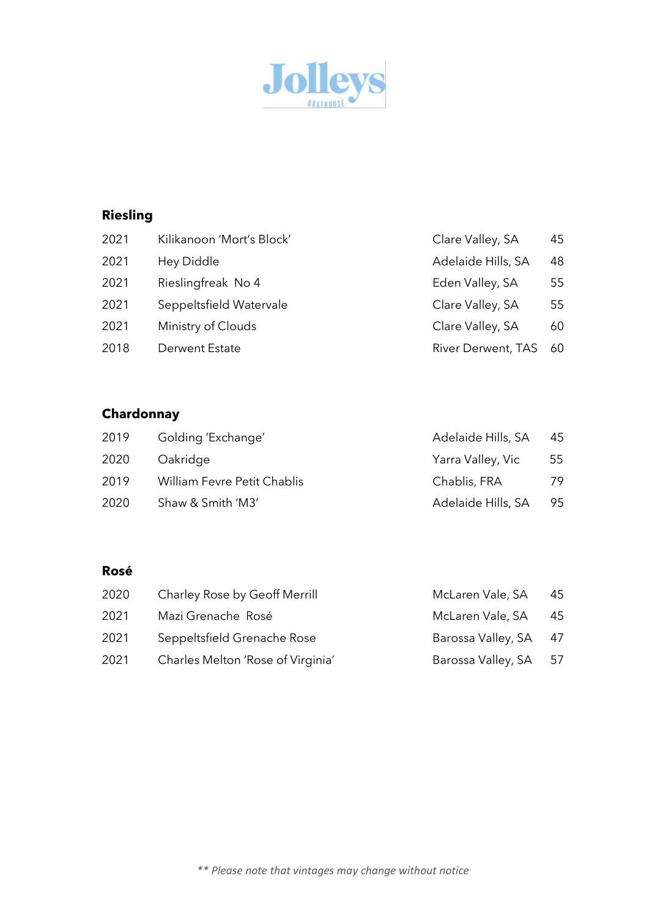# Jolleys

BOATHOUSE

## Riesling

| | | | |
|---|---|---|---|
| 2021 | Kilikanoon 'Mort's Block' | Clare Valley, SA | 45 |
| 2021 | Hey Diddle | Adelaide Hills, SA | 48 |
| 2021 | Rieslingfreak No 4 | Eden Valley, SA | 55 |
| 2021 | Seppeltsfield Watervale | Clare Valley, SA | 55 |
| 2021 | Ministry of Clouds | Clare Valley, SA | 60 |
| 2018 | Derwent Estate | River Derwent, TAS | 60 |

## Chardonnay

| | | | |
|---|---|---|---|
| 2019 | Golding 'Exchange' | Adelaide Hills, SA | 45 |
| 2020 | Oakridge | Yarra Valley, Vic | 55 |
| 2019 | William Fevre Petit Chablis | Chablis, FRA | 79 |
| 2020 | Shaw & Smith 'M3' | Adelaide Hills, SA | 95 |

## Rosé

| | | | |
|---|---|---|---|
| 2020 | Charley Rose by Geoff Merrill | McLaren Vale, SA | 45 |
| 2021 | Mazi Grenache Rosé | McLaren Vale, SA | 45 |
| 2021 | Seppeltsfield Grenache Rose | Barossa Valley, SA | 47 |
| 2021 | Charles Melton 'Rose of Virginia' | Barossa Valley, SA | 57 |

*** Please note that vintages may change without notice*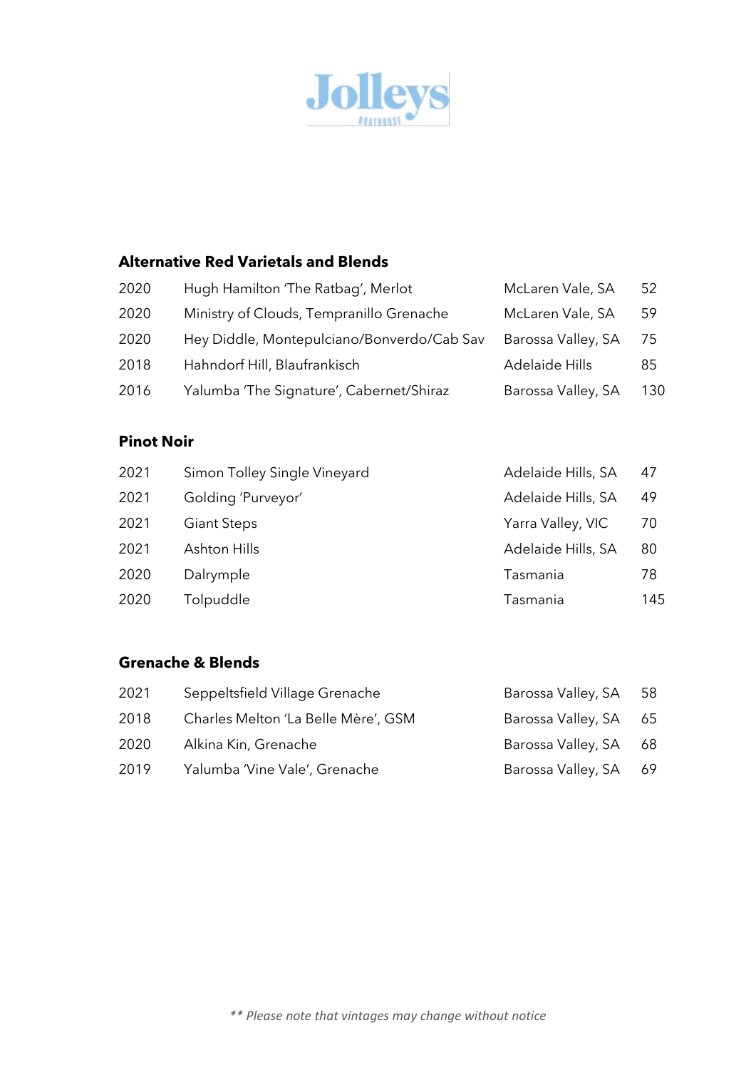# Jolleys

BOATHOUSE

## Alternative Red Varietals and Blends

| | | | |
|---|---|---|---|
| 2020 | Hugh Hamilton 'The Ratbag', Merlot | McLaren Vale, SA | 52 |
| 2020 | Ministry of Clouds, Tempranillo Grenache | McLaren Vale, SA | 59 |
| 2020 | Hey Diddle, Montepulciano/Bonverdo/Cab Sav | Barossa Valley, SA | 75 |
| 2018 | Hahndorf Hill, Blaufrankisch | Adelaide Hills | 85 |
| 2016 | Yalumba 'The Signature', Cabernet/Shiraz | Barossa Valley, SA | 130 |

## Pinot Noir

| | | | |
|---|---|---|---|
| 2021 | Simon Tolley Single Vineyard | Adelaide Hills, SA | 47 |
| 2021 | Golding 'Purveyor' | Adelaide Hills, SA | 49 |
| 2021 | Giant Steps | Yarra Valley, VIC | 70 |
| 2021 | Ashton Hills | Adelaide Hills, SA | 80 |
| 2020 | Dalrymple | Tasmania | 78 |
| 2020 | Tolpuddle | Tasmania | 145 |

## Grenache & Blends

| | | | |
|---|---|---|---|
| 2021 | Seppeltsfield Village Grenache | Barossa Valley, SA | 58 |
| 2018 | Charles Melton 'La Belle Mère', GSM | Barossa Valley, SA | 65 |
| 2020 | Alkina Kin, Grenache | Barossa Valley, SA | 68 |
| 2019 | Yalumba 'Vine Vale', Grenache | Barossa Valley, SA | 69 |

*** Please note that vintages may change without notice*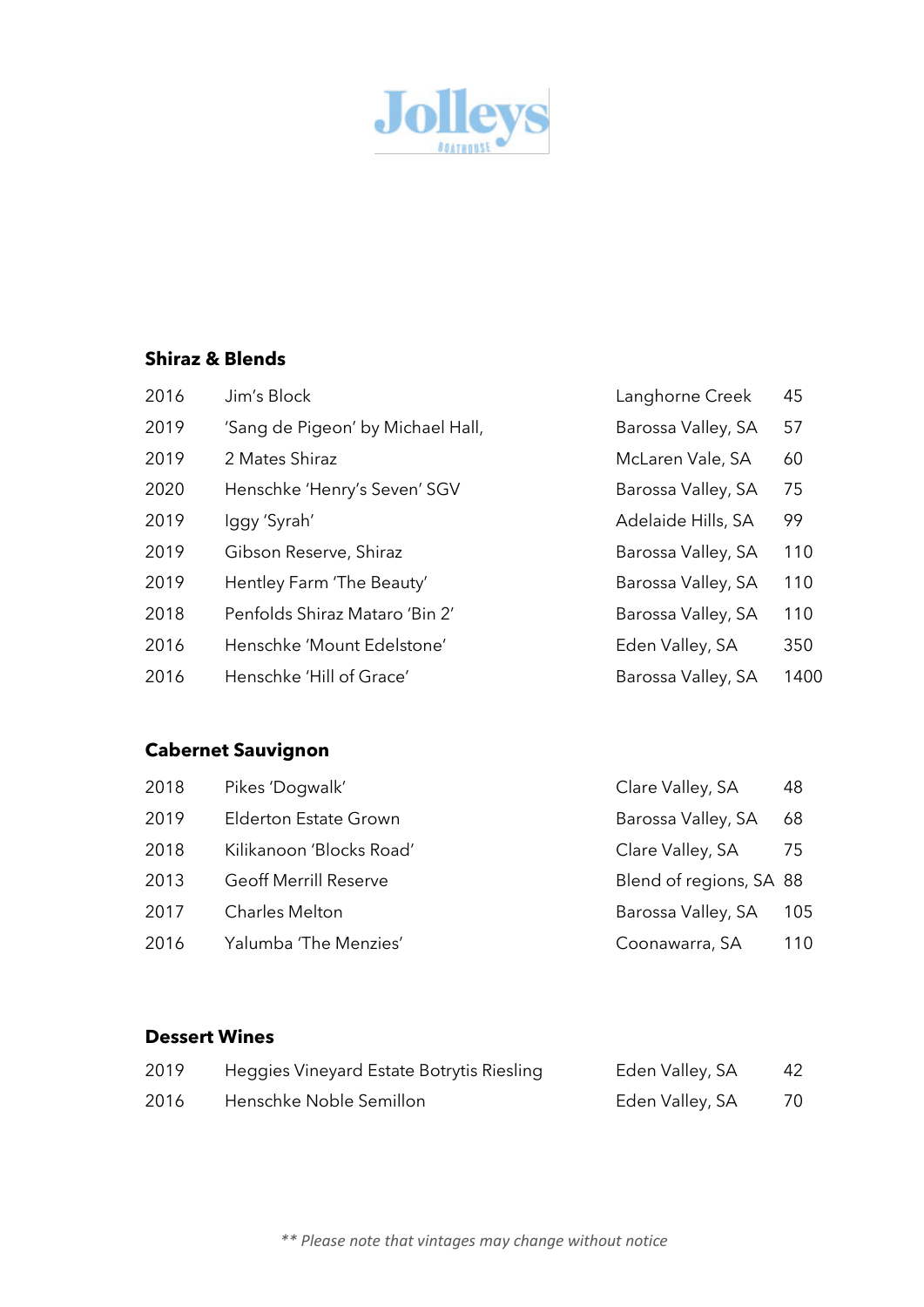# Jolleys BOATHOUSE

## Shiraz & Blends

| | | | |
|---|---|---|---|
| 2016 | Jim's Block | Langhorne Creek | 45 |
| 2019 | 'Sang de Pigeon' by Michael Hall, | Barossa Valley, SA | 57 |
| 2019 | 2 Mates Shiraz | McLaren Vale, SA | 60 |
| 2020 | Henschke 'Henry's Seven' SGV | Barossa Valley, SA | 75 |
| 2019 | Iggy 'Syrah' | Adelaide Hills, SA | 99 |
| 2019 | Gibson Reserve, Shiraz | Barossa Valley, SA | 110 |
| 2019 | Hentley Farm 'The Beauty' | Barossa Valley, SA | 110 |
| 2018 | Penfolds Shiraz Mataro 'Bin 2' | Barossa Valley, SA | 110 |
| 2016 | Henschke 'Mount Edelstone' | Eden Valley, SA | 350 |
| 2016 | Henschke 'Hill of Grace' | Barossa Valley, SA | 1400 |

## Cabernet Sauvignon

| | | | |
|---|---|---|---|
| 2018 | Pikes 'Dogwalk' | Clare Valley, SA | 48 |
| 2019 | Elderton Estate Grown | Barossa Valley, SA | 68 |
| 2018 | Kilikanoon 'Blocks Road' | Clare Valley, SA | 75 |
| 2013 | Geoff Merrill Reserve | Blend of regions, SA | 88 |
| 2017 | Charles Melton | Barossa Valley, SA | 105 |
| 2016 | Yalumba 'The Menzies' | Coonawarra, SA | 110 |

## Dessert Wines

| | | | |
|---|---|---|---|
| 2019 | Heggies Vineyard Estate Botrytis Riesling | Eden Valley, SA | 42 |
| 2016 | Henschke Noble Semillon | Eden Valley, SA | 70 |

*** Please note that vintages may change without notice*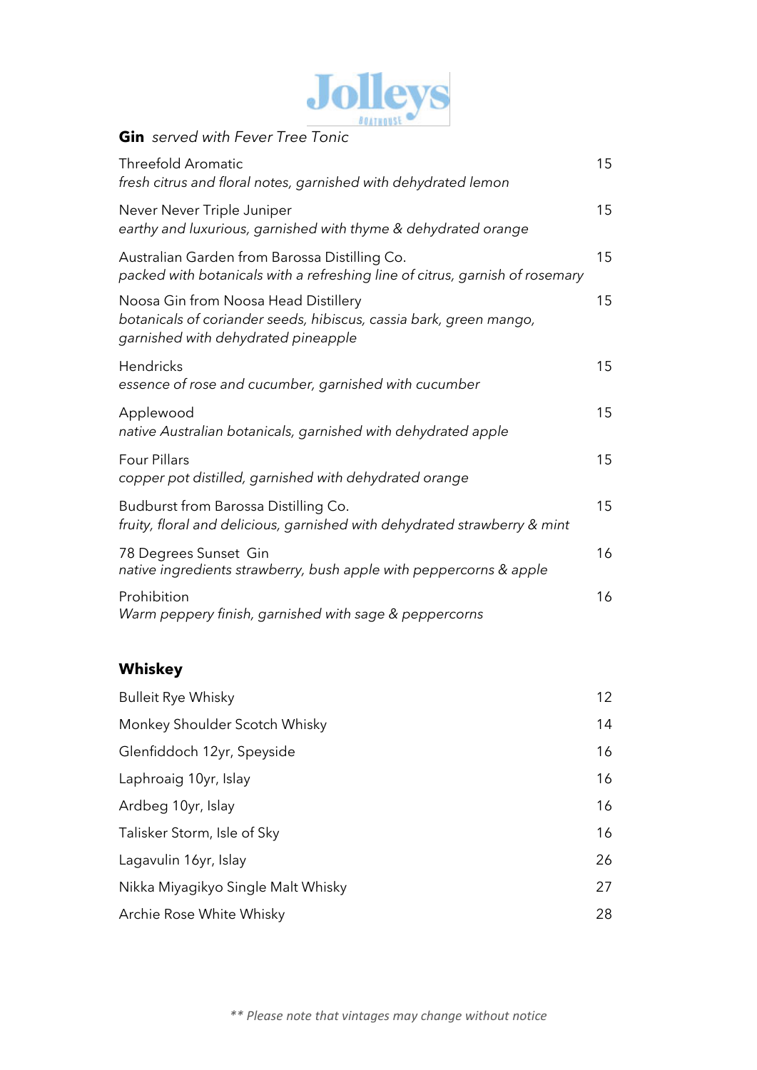# Jolleys

BOATHOUSE

**Gin** *served with Fever Tree Tonic*

| | |
|---|---|
| Threefold Aromatic<br>*fresh citrus and floral notes, garnished with dehydrated lemon* | 15 |
| Never Never Triple Juniper<br>*earthy and luxurious, garnished with thyme & dehydrated orange* | 15 |
| Australian Garden from Barossa Distilling Co.<br>*packed with botanicals with a refreshing line of citrus, garnish of rosemary* | 15 |
| Noosa Gin from Noosa Head Distillery<br>*botanicals of coriander seeds, hibiscus, cassia bark, green mango, garnished with dehydrated pineapple* | 15 |
| Hendricks<br>*essence of rose and cucumber, garnished with cucumber* | 15 |
| Applewood<br>*native Australian botanicals, garnished with dehydrated apple* | 15 |
| Four Pillars<br>*copper pot distilled, garnished with dehydrated orange* | 15 |
| Budburst from Barossa Distilling Co.<br>*fruity, floral and delicious, garnished with dehydrated strawberry & mint* | 15 |
| 78 Degrees Sunset Gin<br>*native ingredients strawberry, bush apple with peppercorns & apple* | 16 |
| Prohibition<br>*Warm peppery finish, garnished with sage & peppercorns* | 16 |

## Whiskey

| | |
|---|---|
| Bulleit Rye Whisky | 12 |
| Monkey Shoulder Scotch Whisky | 14 |
| Glenfiddoch 12yr, Speyside | 16 |
| Laphroaig 10yr, Islay | 16 |
| Ardbeg 10yr, Islay | 16 |
| Talisker Storm, Isle of Sky | 16 |
| Lagavulin 16yr, Islay | 26 |
| Nikka Miyagikyo Single Malt Whisky | 27 |
| Archie Rose White Whisky | 28 |

*** Please note that vintages may change without notice*